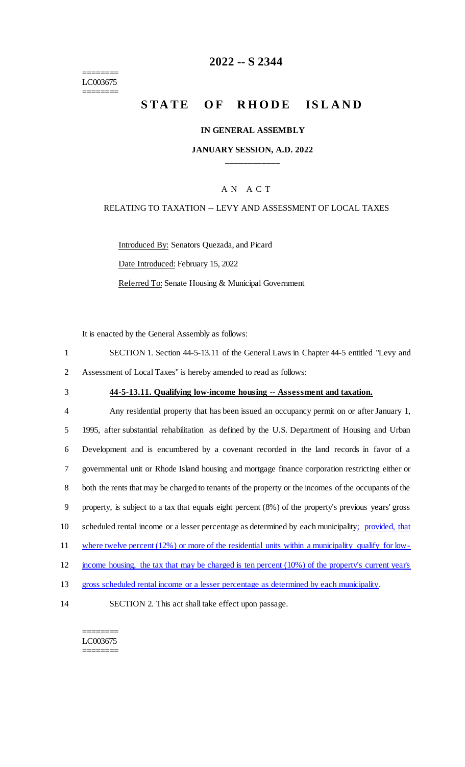========
LC003675
========

# 2022 -- S 2344

# STATE OF RHODE ISLAND

## IN GENERAL ASSEMBLY

### JANUARY SESSION, A.D. 2022

____________

A N  A C T

RELATING TO TAXATION -- LEVY AND ASSESSMENT OF LOCAL TAXES

Introduced By: Senators Quezada, and Picard

Date Introduced: February 15, 2022

Referred To: Senate Housing & Municipal Government

It is enacted by the General Assembly as follows:

1 SECTION 1. Section 44-5-13.11 of the General Laws in Chapter 44-5 entitled "Levy and
2 Assessment of Local Taxes" is hereby amended to read as follows:

3 **44-5-13.11. Qualifying low-income housing -- Assessment and taxation.**

4 Any residential property that has been issued an occupancy permit on or after January 1,
5 1995, after substantial rehabilitation as defined by the U.S. Department of Housing and Urban
6 Development and is encumbered by a covenant recorded in the land records in favor of a
7 governmental unit or Rhode Island housing and mortgage finance corporation restricting either or
8 both the rents that may be charged to tenants of the property or the incomes of the occupants of the
9 property, is subject to a tax that equals eight percent (8%) of the property's previous years' gross
10 scheduled rental income or a lesser percentage as determined by each municipality; provided, that
11 where twelve percent (12%) or more of the residential units within a municipality qualify for low-
12 income housing, the tax that may be charged is ten percent (10%) of the property's current year's
13 gross scheduled rental income or a lesser percentage as determined by each municipality.

14 SECTION 2. This act shall take effect upon passage.

========
LC003675
========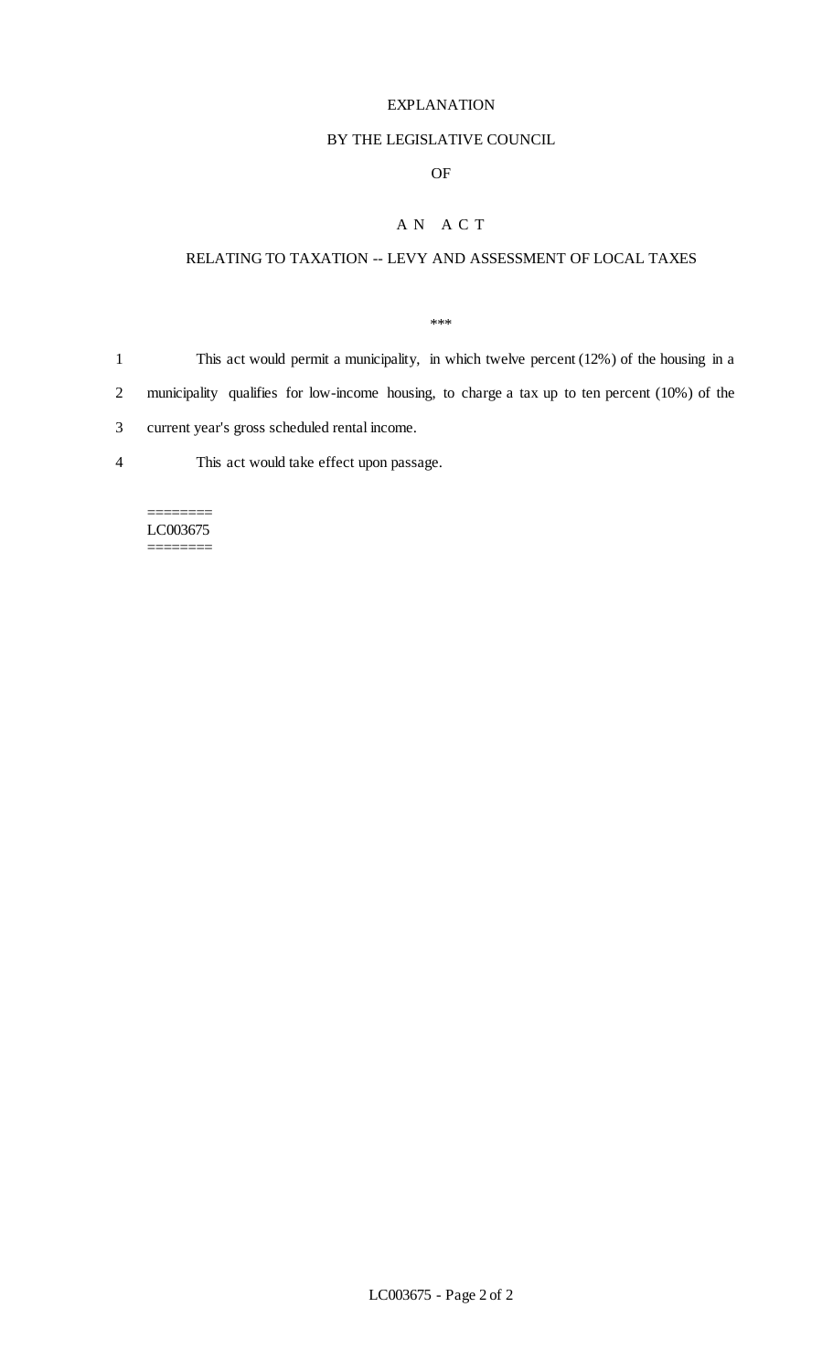EXPLANATION

BY THE LEGISLATIVE COUNCIL

OF

A N A C T

RELATING TO TAXATION -- LEVY AND ASSESSMENT OF LOCAL TAXES

\*\*\*

1 This act would permit a municipality, in which twelve percent (12%) of the housing in a
2 municipality qualifies for low-income housing, to charge a tax up to ten percent (10%) of the
3 current year's gross scheduled rental income.
4 This act would take effect upon passage.

========
LC003675
========